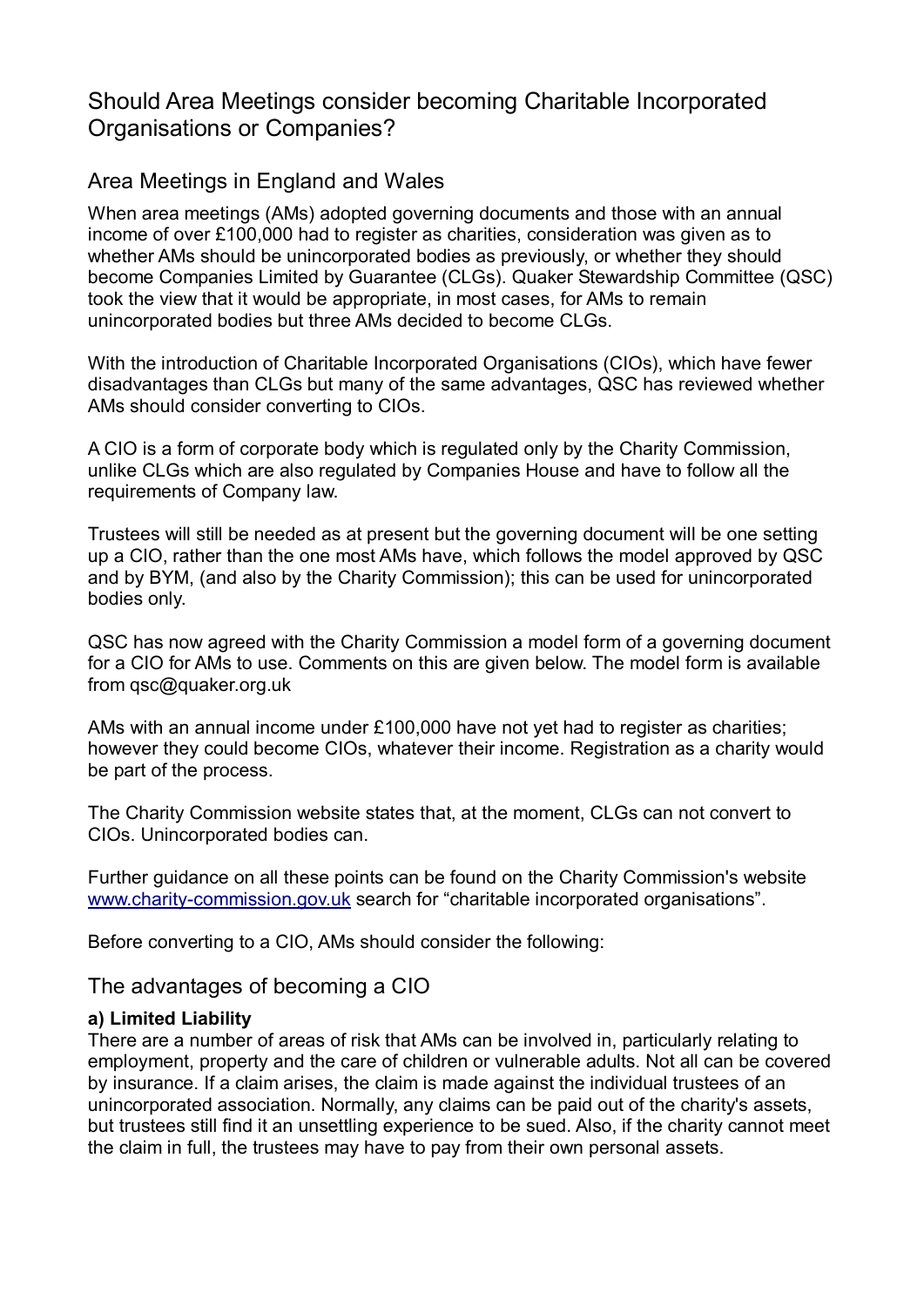# Should Area Meetings consider becoming Charitable Incorporated Organisations or Companies?

## Area Meetings in England and Wales

When area meetings (AMs) adopted governing documents and those with an annual income of over £100,000 had to register as charities, consideration was given as to whether AMs should be unincorporated bodies as previously, or whether they should become Companies Limited by Guarantee (CLGs). Quaker Stewardship Committee (QSC) took the view that it would be appropriate, in most cases, for AMs to remain unincorporated bodies but three AMs decided to become CLGs.

With the introduction of Charitable Incorporated Organisations (CIOs), which have fewer disadvantages than CLGs but many of the same advantages, QSC has reviewed whether AMs should consider converting to CIOs.

A CIO is a form of corporate body which is regulated only by the Charity Commission, unlike CLGs which are also regulated by Companies House and have to follow all the requirements of Company law.

Trustees will still be needed as at present but the governing document will be one setting up a CIO, rather than the one most AMs have, which follows the model approved by QSC and by BYM, (and also by the Charity Commission); this can be used for unincorporated bodies only.

QSC has now agreed with the Charity Commission a model form of a governing document for a CIO for AMs to use. Comments on this are given below. The model form is available from qsc@quaker.org.uk

AMs with an annual income under £100,000 have not yet had to register as charities; however they could become CIOs, whatever their income. Registration as a charity would be part of the process.

The Charity Commission website states that, at the moment, CLGs can not convert to CIOs. Unincorporated bodies can.

Further guidance on all these points can be found on the Charity Commission's website [www.charity-commission.gov.uk](http://www.charity-commission.gov.uk) search for "charitable incorporated organisations".

Before converting to a CIO, AMs should consider the following:

## The advantages of becoming a CIO

**a) Limited Liability**

There are a number of areas of risk that AMs can be involved in, particularly relating to employment, property and the care of children or vulnerable adults. Not all can be covered by insurance. If a claim arises, the claim is made against the individual trustees of an unincorporated association. Normally, any claims can be paid out of the charity's assets, but trustees still find it an unsettling experience to be sued. Also, if the charity cannot meet the claim in full, the trustees may have to pay from their own personal assets.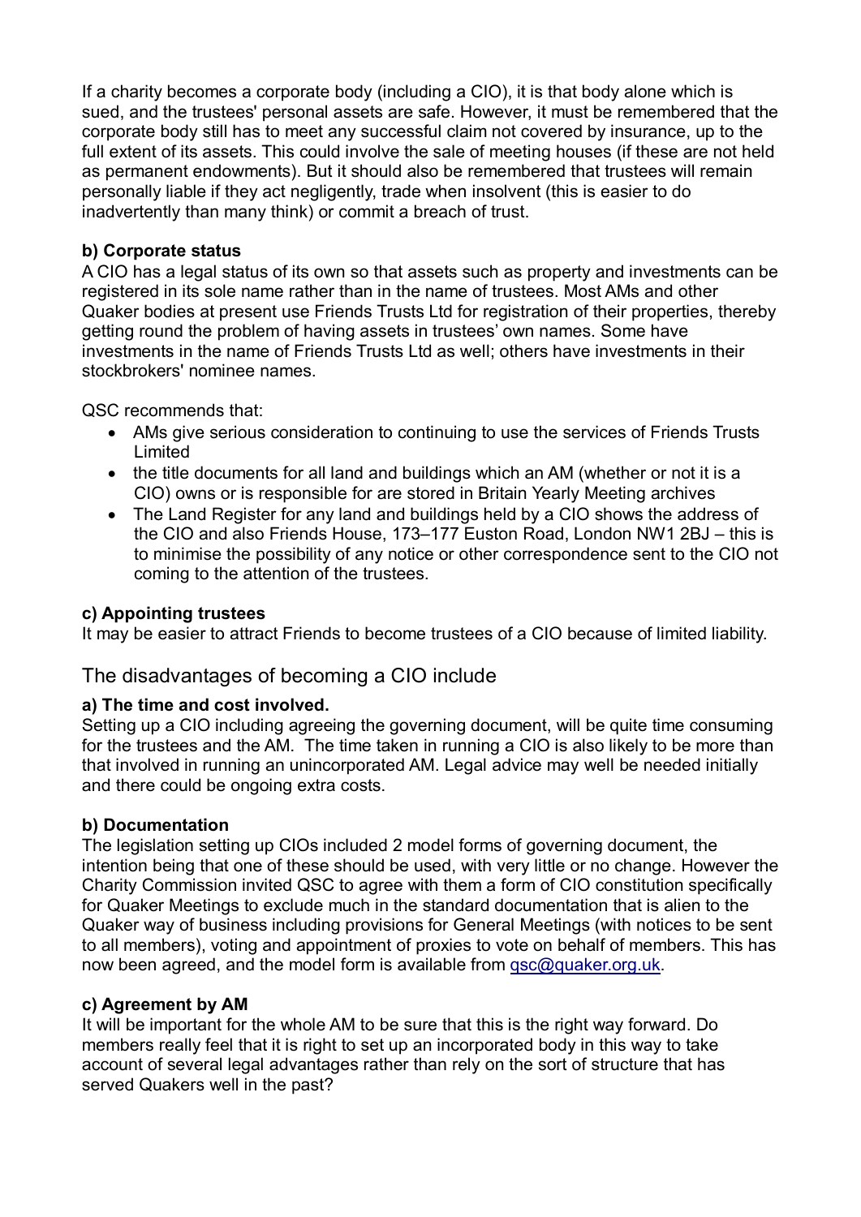If a charity becomes a corporate body (including a CIO), it is that body alone which is sued, and the trustees' personal assets are safe. However, it must be remembered that the corporate body still has to meet any successful claim not covered by insurance, up to the full extent of its assets. This could involve the sale of meeting houses (if these are not held as permanent endowments). But it should also be remembered that trustees will remain personally liable if they act negligently, trade when insolvent (this is easier to do inadvertently than many think) or commit a breach of trust.

**b) Corporate status**

A CIO has a legal status of its own so that assets such as property and investments can be registered in its sole name rather than in the name of trustees. Most AMs and other Quaker bodies at present use Friends Trusts Ltd for registration of their properties, thereby getting round the problem of having assets in trustees' own names. Some have investments in the name of Friends Trusts Ltd as well; others have investments in their stockbrokers' nominee names.

QSC recommends that:

- AMs give serious consideration to continuing to use the services of Friends Trusts Limited
- the title documents for all land and buildings which an AM (whether or not it is a CIO) owns or is responsible for are stored in Britain Yearly Meeting archives
- The Land Register for any land and buildings held by a CIO shows the address of the CIO and also Friends House, 173–177 Euston Road, London NW1 2BJ – this is to minimise the possibility of any notice or other correspondence sent to the CIO not coming to the attention of the trustees.

**c) Appointing trustees**

It may be easier to attract Friends to become trustees of a CIO because of limited liability.

## The disadvantages of becoming a CIO include

**a) The time and cost involved.**

Setting up a CIO including agreeing the governing document, will be quite time consuming for the trustees and the AM. The time taken in running a CIO is also likely to be more than that involved in running an unincorporated AM. Legal advice may well be needed initially and there could be ongoing extra costs.

**b) Documentation**

The legislation setting up CIOs included 2 model forms of governing document, the intention being that one of these should be used, with very little or no change. However the Charity Commission invited QSC to agree with them a form of CIO constitution specifically for Quaker Meetings to exclude much in the standard documentation that is alien to the Quaker way of business including provisions for General Meetings (with notices to be sent to all members), voting and appointment of proxies to vote on behalf of members. This has now been agreed, and the model form is available from qsc@quaker.org.uk.

**c) Agreement by AM**

It will be important for the whole AM to be sure that this is the right way forward. Do members really feel that it is right to set up an incorporated body in this way to take account of several legal advantages rather than rely on the sort of structure that has served Quakers well in the past?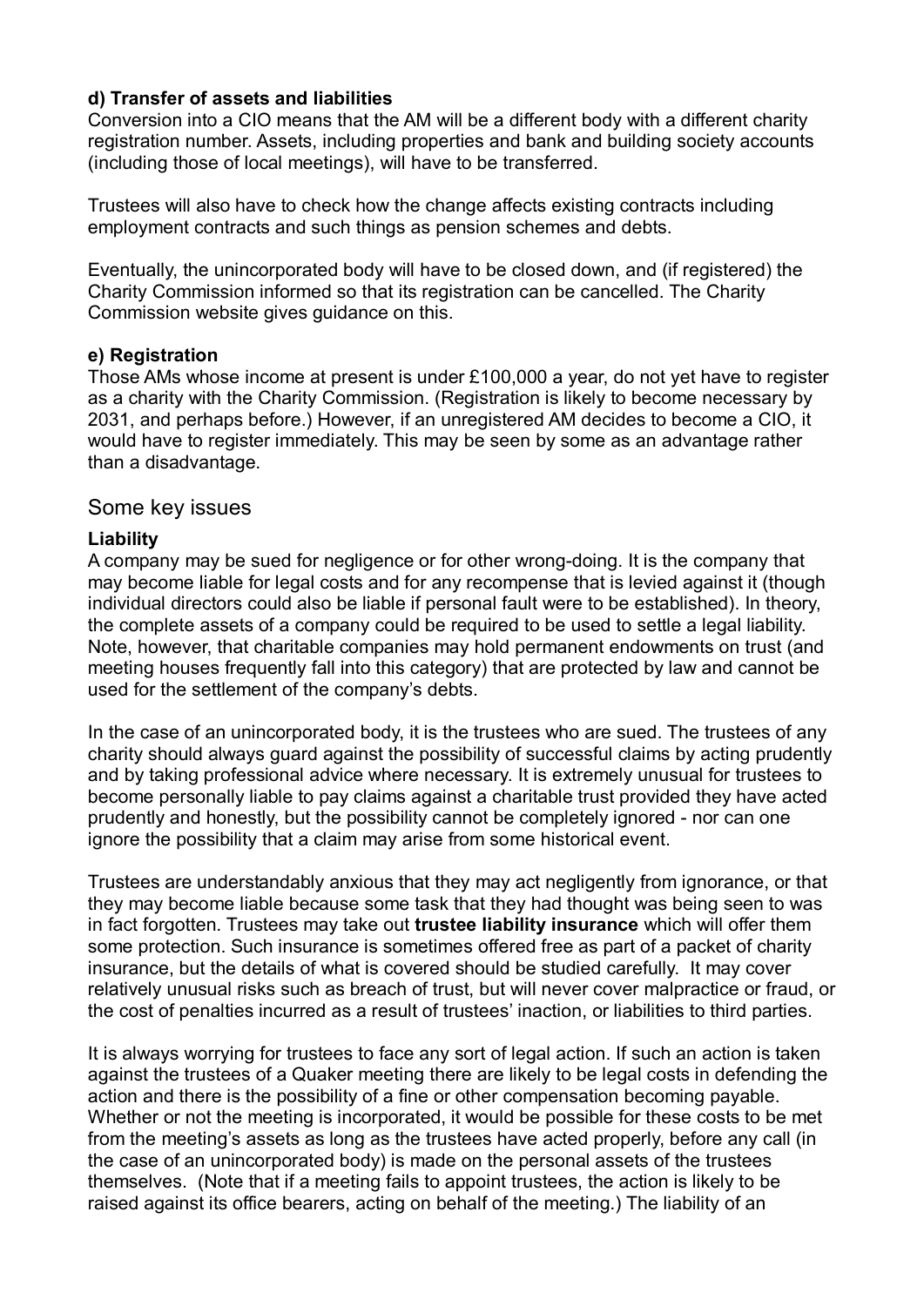**d) Transfer of assets and liabilities**

Conversion into a CIO means that the AM will be a different body with a different charity registration number. Assets, including properties and bank and building society accounts (including those of local meetings), will have to be transferred.

Trustees will also have to check how the change affects existing contracts including employment contracts and such things as pension schemes and debts.

Eventually, the unincorporated body will have to be closed down, and (if registered) the Charity Commission informed so that its registration can be cancelled. The Charity Commission website gives guidance on this.

**e) Registration**

Those AMs whose income at present is under £100,000 a year, do not yet have to register as a charity with the Charity Commission. (Registration is likely to become necessary by 2031, and perhaps before.) However, if an unregistered AM decides to become a CIO, it would have to register immediately. This may be seen by some as an advantage rather than a disadvantage.

## Some key issues

**Liability**

A company may be sued for negligence or for other wrong-doing. It is the company that may become liable for legal costs and for any recompense that is levied against it (though individual directors could also be liable if personal fault were to be established). In theory, the complete assets of a company could be required to be used to settle a legal liability. Note, however, that charitable companies may hold permanent endowments on trust (and meeting houses frequently fall into this category) that are protected by law and cannot be used for the settlement of the company's debts.

In the case of an unincorporated body, it is the trustees who are sued. The trustees of any charity should always guard against the possibility of successful claims by acting prudently and by taking professional advice where necessary. It is extremely unusual for trustees to become personally liable to pay claims against a charitable trust provided they have acted prudently and honestly, but the possibility cannot be completely ignored - nor can one ignore the possibility that a claim may arise from some historical event.

Trustees are understandably anxious that they may act negligently from ignorance, or that they may become liable because some task that they had thought was being seen to was in fact forgotten. Trustees may take out **trustee liability insurance** which will offer them some protection. Such insurance is sometimes offered free as part of a packet of charity insurance, but the details of what is covered should be studied carefully. It may cover relatively unusual risks such as breach of trust, but will never cover malpractice or fraud, or the cost of penalties incurred as a result of trustees' inaction, or liabilities to third parties.

It is always worrying for trustees to face any sort of legal action. If such an action is taken against the trustees of a Quaker meeting there are likely to be legal costs in defending the action and there is the possibility of a fine or other compensation becoming payable. Whether or not the meeting is incorporated, it would be possible for these costs to be met from the meeting's assets as long as the trustees have acted properly, before any call (in the case of an unincorporated body) is made on the personal assets of the trustees themselves. (Note that if a meeting fails to appoint trustees, the action is likely to be raised against its office bearers, acting on behalf of the meeting.) The liability of an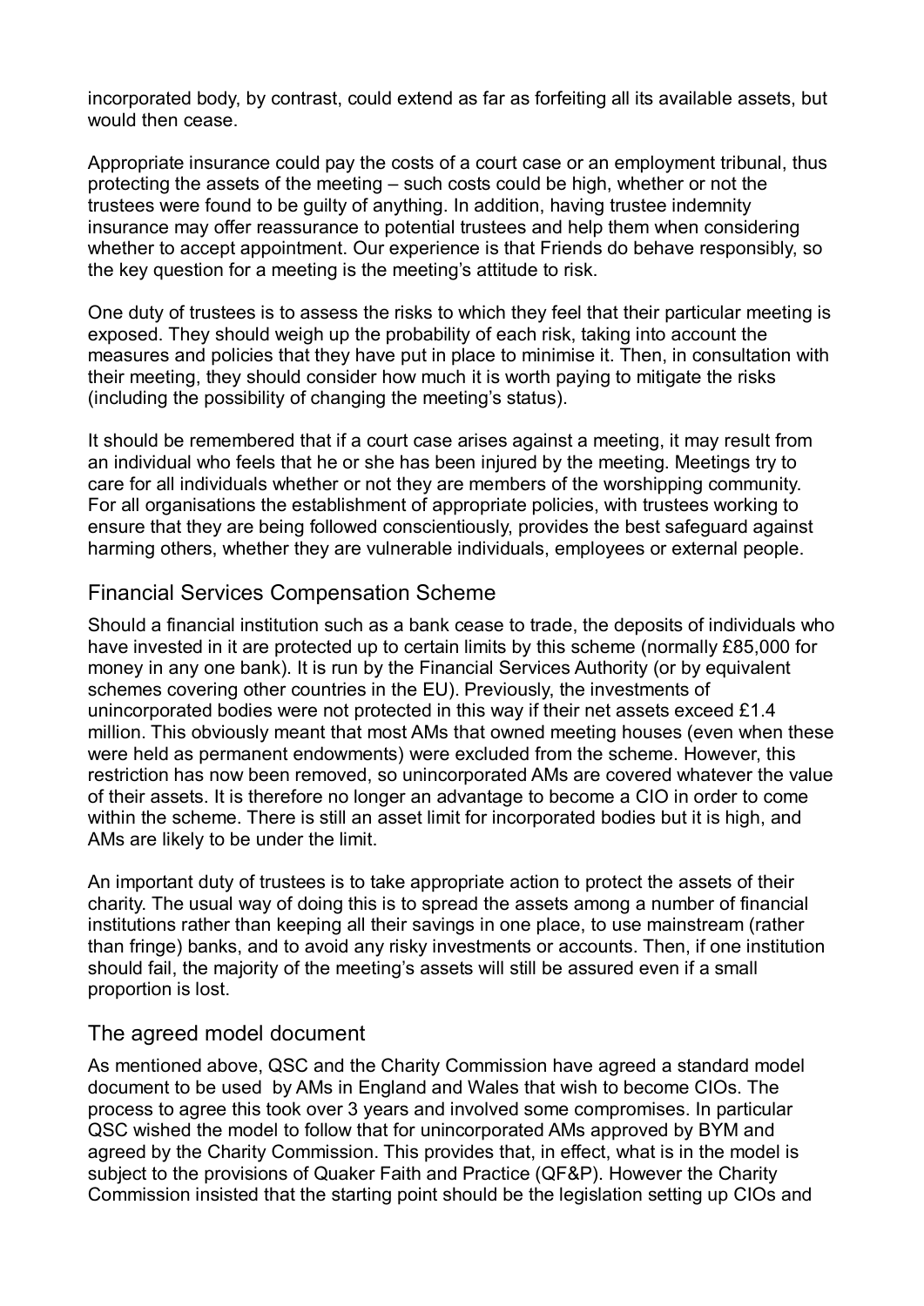incorporated body, by contrast, could extend as far as forfeiting all its available assets, but would then cease.

Appropriate insurance could pay the costs of a court case or an employment tribunal, thus protecting the assets of the meeting – such costs could be high, whether or not the trustees were found to be guilty of anything. In addition, having trustee indemnity insurance may offer reassurance to potential trustees and help them when considering whether to accept appointment. Our experience is that Friends do behave responsibly, so the key question for a meeting is the meeting's attitude to risk.

One duty of trustees is to assess the risks to which they feel that their particular meeting is exposed. They should weigh up the probability of each risk, taking into account the measures and policies that they have put in place to minimise it. Then, in consultation with their meeting, they should consider how much it is worth paying to mitigate the risks (including the possibility of changing the meeting's status).

It should be remembered that if a court case arises against a meeting, it may result from an individual who feels that he or she has been injured by the meeting. Meetings try to care for all individuals whether or not they are members of the worshipping community. For all organisations the establishment of appropriate policies, with trustees working to ensure that they are being followed conscientiously, provides the best safeguard against harming others, whether they are vulnerable individuals, employees or external people.

## Financial Services Compensation Scheme

Should a financial institution such as a bank cease to trade, the deposits of individuals who have invested in it are protected up to certain limits by this scheme (normally £85,000 for money in any one bank). It is run by the Financial Services Authority (or by equivalent schemes covering other countries in the EU). Previously, the investments of unincorporated bodies were not protected in this way if their net assets exceed £1.4 million. This obviously meant that most AMs that owned meeting houses (even when these were held as permanent endowments) were excluded from the scheme. However, this restriction has now been removed, so unincorporated AMs are covered whatever the value of their assets. It is therefore no longer an advantage to become a CIO in order to come within the scheme. There is still an asset limit for incorporated bodies but it is high, and AMs are likely to be under the limit.

An important duty of trustees is to take appropriate action to protect the assets of their charity. The usual way of doing this is to spread the assets among a number of financial institutions rather than keeping all their savings in one place, to use mainstream (rather than fringe) banks, and to avoid any risky investments or accounts. Then, if one institution should fail, the majority of the meeting's assets will still be assured even if a small proportion is lost.

## The agreed model document

As mentioned above, QSC and the Charity Commission have agreed a standard model document to be used by AMs in England and Wales that wish to become CIOs. The process to agree this took over 3 years and involved some compromises. In particular QSC wished the model to follow that for unincorporated AMs approved by BYM and agreed by the Charity Commission. This provides that, in effect, what is in the model is subject to the provisions of Quaker Faith and Practice (QF&P). However the Charity Commission insisted that the starting point should be the legislation setting up CIOs and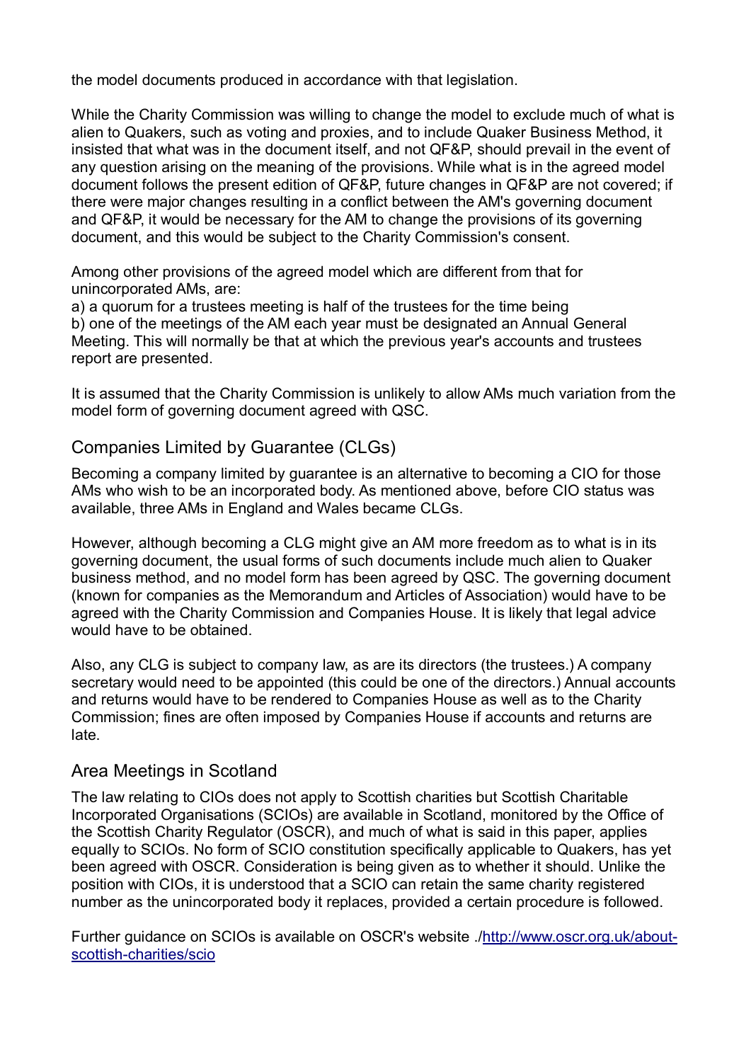the model documents produced in accordance with that legislation.

While the Charity Commission was willing to change the model to exclude much of what is alien to Quakers, such as voting and proxies, and to include Quaker Business Method, it insisted that what was in the document itself, and not QF&P, should prevail in the event of any question arising on the meaning of the provisions. While what is in the agreed model document follows the present edition of QF&P, future changes in QF&P are not covered; if there were major changes resulting in a conflict between the AM's governing document and QF&P, it would be necessary for the AM to change the provisions of its governing document, and this would be subject to the Charity Commission's consent.

Among other provisions of the agreed model which are different from that for unincorporated AMs, are:

a) a quorum for a trustees meeting is half of the trustees for the time being

b) one of the meetings of the AM each year must be designated an Annual General Meeting. This will normally be that at which the previous year's accounts and trustees report are presented.

It is assumed that the Charity Commission is unlikely to allow AMs much variation from the model form of governing document agreed with QSC.

## Companies Limited by Guarantee (CLGs)

Becoming a company limited by guarantee is an alternative to becoming a CIO for those AMs who wish to be an incorporated body. As mentioned above, before CIO status was available, three AMs in England and Wales became CLGs.

However, although becoming a CLG might give an AM more freedom as to what is in its governing document, the usual forms of such documents include much alien to Quaker business method, and no model form has been agreed by QSC. The governing document (known for companies as the Memorandum and Articles of Association) would have to be agreed with the Charity Commission and Companies House. It is likely that legal advice would have to be obtained.

Also, any CLG is subject to company law, as are its directors (the trustees.) A company secretary would need to be appointed (this could be one of the directors.) Annual accounts and returns would have to be rendered to Companies House as well as to the Charity Commission; fines are often imposed by Companies House if accounts and returns are late.

## Area Meetings in Scotland

The law relating to CIOs does not apply to Scottish charities but Scottish Charitable Incorporated Organisations (SCIOs) are available in Scotland, monitored by the Office of the Scottish Charity Regulator (OSCR), and much of what is said in this paper, applies equally to SCIOs. No form of SCIO constitution specifically applicable to Quakers, has yet been agreed with OSCR. Consideration is being given as to whether it should. Unlike the position with CIOs, it is understood that a SCIO can retain the same charity registered number as the unincorporated body it replaces, provided a certain procedure is followed.

Further guidance on SCIOs is available on OSCR's website ./http://www.oscr.org.uk/about-scottish-charities/scio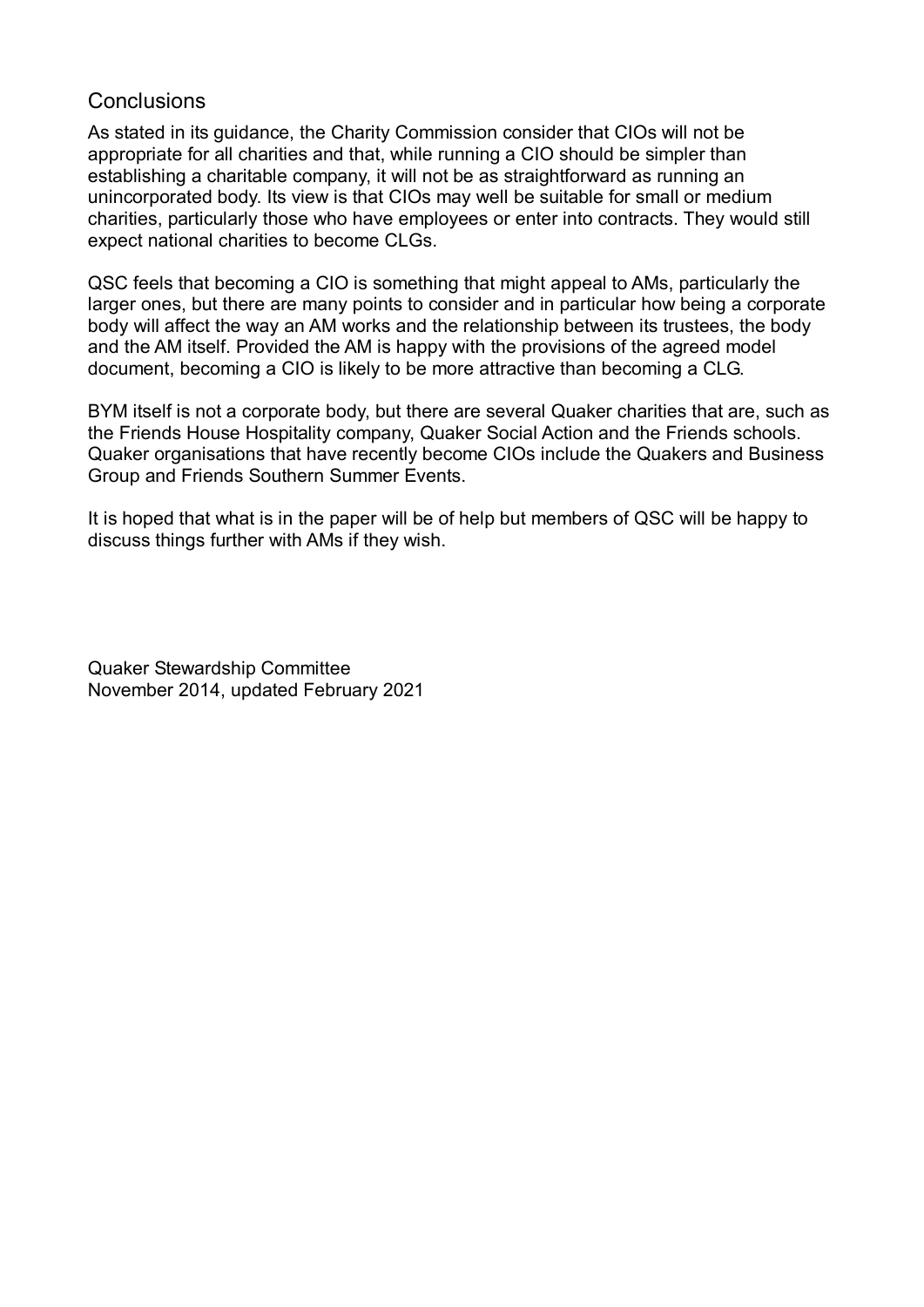## Conclusions

As stated in its guidance, the Charity Commission consider that CIOs will not be appropriate for all charities and that, while running a CIO should be simpler than establishing a charitable company, it will not be as straightforward as running an unincorporated body. Its view is that CIOs may well be suitable for small or medium charities, particularly those who have employees or enter into contracts. They would still expect national charities to become CLGs.

QSC feels that becoming a CIO is something that might appeal to AMs, particularly the larger ones, but there are many points to consider and in particular how being a corporate body will affect the way an AM works and the relationship between its trustees, the body and the AM itself. Provided the AM is happy with the provisions of the agreed model document, becoming a CIO is likely to be more attractive than becoming a CLG.

BYM itself is not a corporate body, but there are several Quaker charities that are, such as the Friends House Hospitality company, Quaker Social Action and the Friends schools. Quaker organisations that have recently become CIOs include the Quakers and Business Group and Friends Southern Summer Events.

It is hoped that what is in the paper will be of help but members of QSC will be happy to discuss things further with AMs if they wish.

Quaker Stewardship Committee
November 2014, updated February 2021